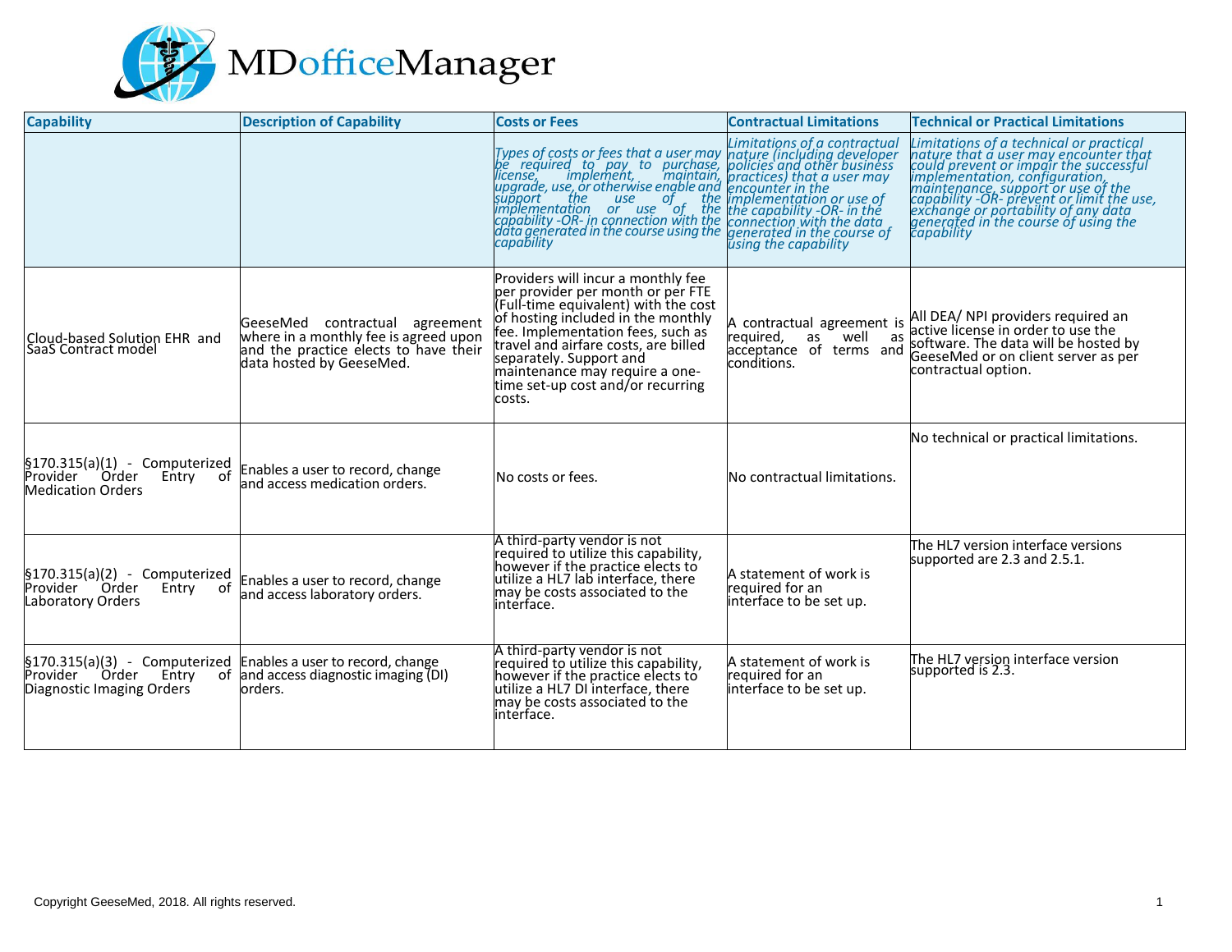MDofficeManager

| Capability | Description of Capability | Costs or Fees | Contractual Limitations | Technical or Practical Limitations |
| --- | --- | --- | --- | --- |
| | | *Types of costs or fees that a user may be required to pay to purchase, license, implement, maintain, upgrade, use, or otherwise enable and support the use of the implementation or use of the capability -OR- in connection with the data generated in the course using the capability* | *Limitations of a contractual nature (including developer policies and other business practices) that a user may encounter in the implementation or use of the capability -OR- in the connection with the data generated in the course of using the capability* | *Limitations of a technical or practical nature that a user may encounter that could prevent or impair the successful implementation, configuration, maintenance, support or use of the capability -OR- prevent or limit the use, exchange or portability of any data generated in the course of using the capability* |
| Cloud-based Solution EHR and SaaS Contract model | GeeseMed contractual agreement where in a monthly fee is agreed upon and the practice elects to have their data hosted by GeeseMed. | Providers will incur a monthly fee per provider per month or per FTE (Full-time equivalent) with the cost of hosting included in the monthly fee. Implementation fees, such as travel and airfare costs, are billed separately. Support and maintenance may require a one-time set-up cost and/or recurring costs. | A contractual agreement is required, as well as acceptance of terms and conditions. | All DEA/ NPI providers required an active license in order to use the software. The data will be hosted by GeeseMed or on client server as per contractual option. |
| §170.315(a)(1) - Computerized Provider Order Entry of Medication Orders | Enables a user to record, change and access medication orders. | No costs or fees. | No contractual limitations. | No technical or practical limitations. |
| §170.315(a)(2) - Computerized Provider Order Entry of Laboratory Orders | Enables a user to record, change and access laboratory orders. | A third-party vendor is not required to utilize this capability, however if the practice elects to utilize a HL7 lab interface, there may be costs associated to the interface. | A statement of work is required for an interface to be set up. | The HL7 version interface versions supported are 2.3 and 2.5.1. |
| §170.315(a)(3) - Computerized Provider Order Entry of Diagnostic Imaging Orders | Enables a user to record, change and access diagnostic imaging (DI) orders. | A third-party vendor is not required to utilize this capability, however if the practice elects to utilize a HL7 DI interface, there may be costs associated to the interface. | A statement of work is required for an interface to be set up. | The HL7 version interface version supported is 2.3. |

Copyright GeeseMed, 2018. All rights reserved.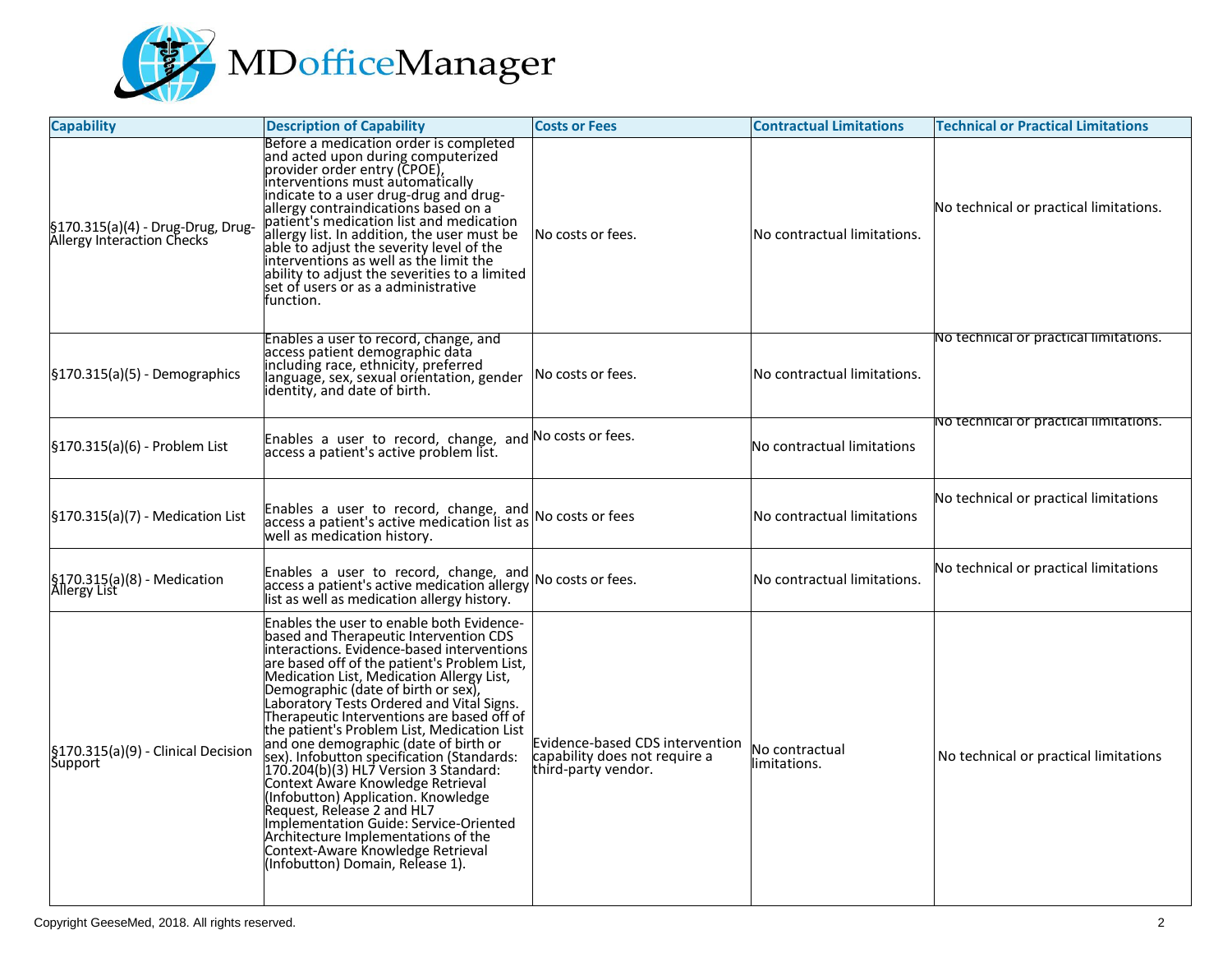| Capability | Description of Capability | Costs or Fees | Contractual Limitations | Technical or Practical Limitations |
| --- | --- | --- | --- | --- |
| §170.315(a)(4) - Drug-Drug, Drug-Allergy Interaction Checks | Before a medication order is completed and acted upon during computerized provider order entry (CPOE), interventions must automatically indicate to a user drug-drug and drug-allergy contraindications based on a patient's medication list and medication allergy list. In addition, the user must be able to adjust the severity level of the interventions as well as the limit the ability to adjust the severities to a limited set of users or as a administrative function. | No costs or fees. | No contractual limitations. | No technical or practical limitations. |
| §170.315(a)(5) - Demographics | Enables a user to record, change, and access patient demographic data including race, ethnicity, preferred language, sex, sexual orientation, gender identity, and date of birth. | No costs or fees. | No contractual limitations. | No technical or practical limitations. |
| §170.315(a)(6) - Problem List | Enables a user to record, change, and access a patient's active problem list. | No costs or fees. | No contractual limitations | No technical or practical limitations. |
| §170.315(a)(7) - Medication List | Enables a user to record, change, and access a patient's active medication list as well as medication history. | No costs or fees | No contractual limitations | No technical or practical limitations |
| §170.315(a)(8) - Medication Allergy List | Enables a user to record, change, and access a patient's active medication allergy list as well as medication allergy history. | No costs or fees. | No contractual limitations. | No technical or practical limitations |
| §170.315(a)(9) - Clinical Decision Support | Enables the user to enable both Evidence-based and Therapeutic Intervention CDS interactions. Evidence-based interventions are based off of the patient's Problem List, Medication List, Medication Allergy List, Demographic (date of birth or sex), Laboratory Tests Ordered and Vital Signs. Therapeutic Interventions are based off of the patient's Problem List, Medication List and one demographic (date of birth or sex). Infobutton specification (Standards: 170.204(b)(3) HL7 Version 3 Standard: Context Aware Knowledge Retrieval (Infobutton) Application. Knowledge Request, Release 2 and HL7 Implementation Guide: Service-Oriented Architecture Implementations of the Context-Aware Knowledge Retrieval (Infobutton) Domain, Release 1). | Evidence-based CDS intervention capability does not require a third-party vendor. | No contractual limitations. | No technical or practical limitations |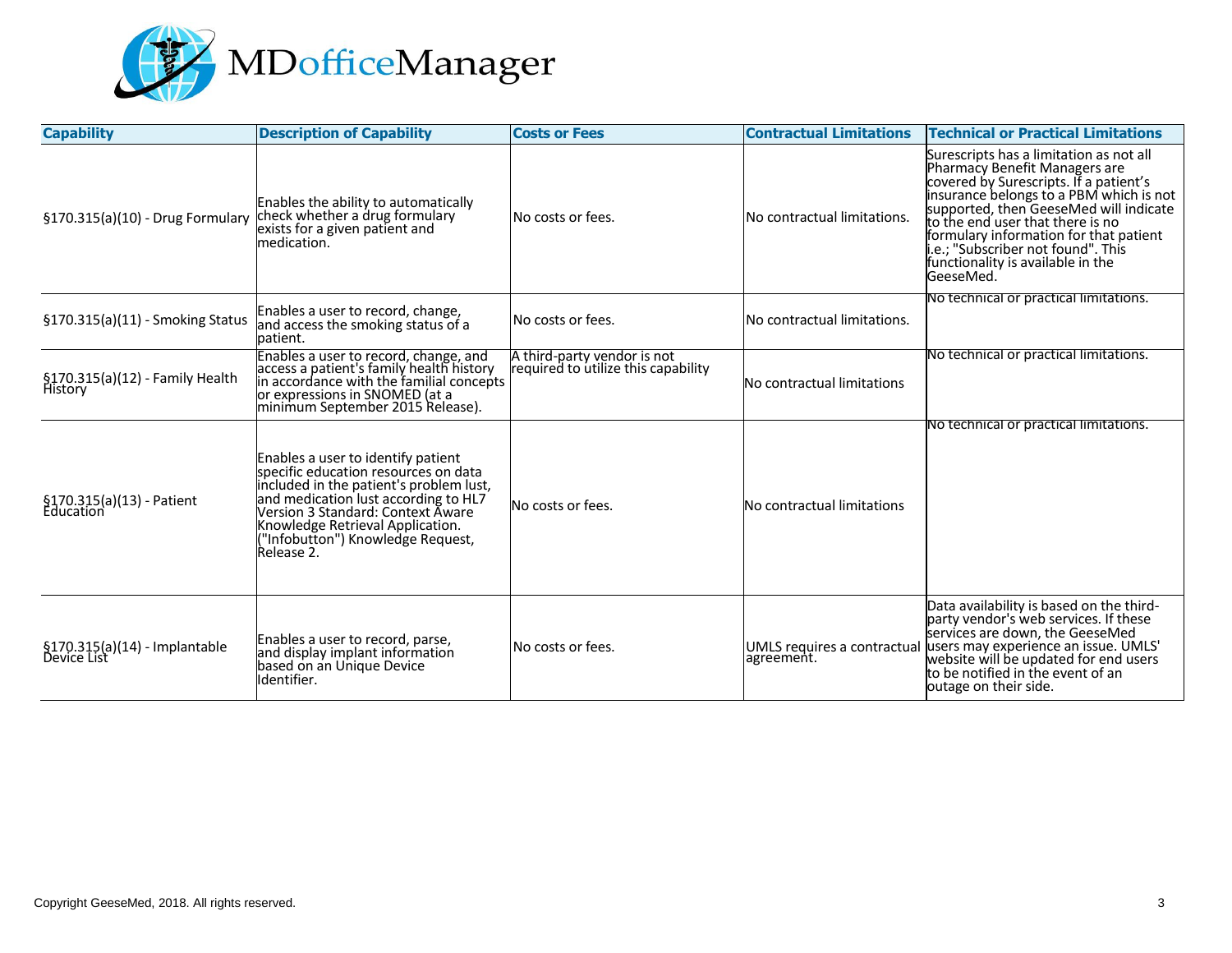| Capability | Description of Capability | Costs or Fees | Contractual Limitations | Technical or Practical Limitations |
| --- | --- | --- | --- | --- |
| §170.315(a)(10) - Drug Formulary | Enables the ability to automatically check whether a drug formulary exists for a given patient and medication. | No costs or fees. | No contractual limitations. | Surescripts has a limitation as not all Pharmacy Benefit Managers are covered by Surescripts. If a patient's insurance belongs to a PBM which is not supported, then GeeseMed will indicate to the end user that there is no formulary information for that patient i.e.; "Subscriber not found". This functionality is available in the GeeseMed. |
| §170.315(a)(11) - Smoking Status | Enables a user to record, change, and access the smoking status of a patient. | No costs or fees. | No contractual limitations. | No technical or practical limitations. |
| §170.315(a)(12) - Family Health History | Enables a user to record, change, and access a patient's family health history in accordance with the familial concepts or expressions in SNOMED (at a minimum September 2015 Release). | A third-party vendor is not required to utilize this capability | No contractual limitations | No technical or practical limitations. |
| §170.315(a)(13) - Patient Education | Enables a user to identify patient specific education resources on data included in the patient's problem lust, and medication lust according to HL7 Version 3 Standard: Context Aware Knowledge Retrieval Application. ("Infobutton") Knowledge Request, Release 2. | No costs or fees. | No contractual limitations | No technical or practical limitations. |
| §170.315(a)(14) - Implantable Device List | Enables a user to record, parse, and display implant information based on an Unique Device Identifier. | No costs or fees. | UMLS requires a contractual agreement. | Data availability is based on the third-party vendor's web services. If these services are down, the GeeseMed users may experience an issue. UMLS' website will be updated for end users to be notified in the event of an outage on their side. |

Copyright GeeseMed, 2018. All rights reserved.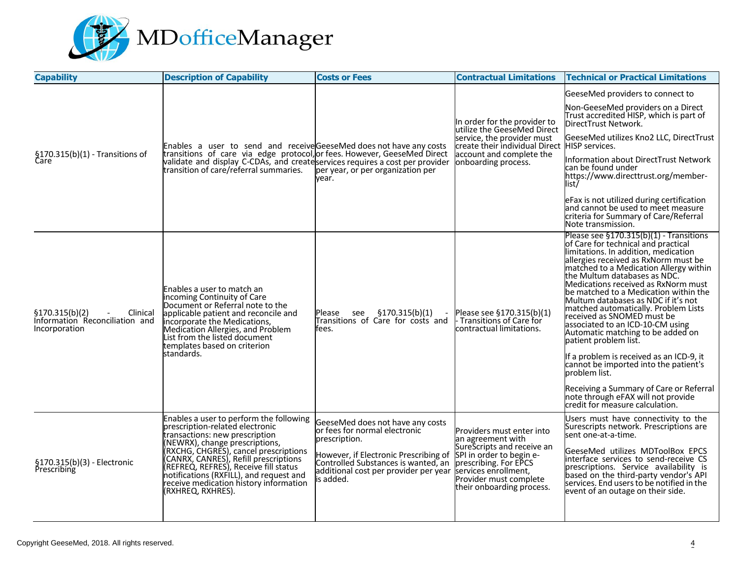| Capability | Description of Capability | Costs or Fees | Contractual Limitations | Technical or Practical Limitations |
|---|---|---|---|---|
| §170.315(b)(1) - Transitions of Care | Enables a user to send and receive transitions of care via edge protocol, validate and display C-CDAs, and create transition of care/referral summaries. | GeeseMed does not have any costs or fees. However, GeeseMed Direct services requires a cost per provider per year, or per organization per year. | In order for the provider to utilize the GeeseMed Direct service, the provider must create their individual Direct account and complete the onboarding process. | GeeseMed providers to connect to<br><br>Non-GeeseMed providers on a Direct Trust accredited HISP, which is part of DirectTrust Network.<br><br>GeeseMed utilizes Kno2 LLC, DirectTrust HISP services.<br><br>Information about DirectTrust Network can be found under https://www.directtrust.org/member-list/<br><br>eFax is not utilized during certification and cannot be used to meet measure criteria for Summary of Care/Referral Note transmission. |
| §170.315(b)(2) - Clinical Information Reconciliation and Incorporation | Enables a user to match an incoming Continuity of Care Document or Referral note to the applicable patient and reconcile and incorporate the Medications, Medication Allergies, and Problem List from the listed document templates based on criterion standards. | Please see §170.315(b)(1) - Transitions of Care for costs and fees. | Please see §170.315(b)(1) - Transitions of Care for contractual limitations. | Please see §170.315(b)(1) - Transitions of Care for technical and practical limitations. In addition, medication allergies received as RxNorm must be matched to a Medication Allergy within the Multum databases as NDC. Medications received as RxNorm must be matched to a Medication within the Multum databases as NDC if it's not matched automatically. Problem Lists received as SNOMED must be associated to an ICD-10-CM using Automatic matching to be added on patient problem list.<br><br>If a problem is received as an ICD-9, it cannot be imported into the patient's problem list.<br><br>Receiving a Summary of Care or Referral note through eFAX will not provide credit for measure calculation. |
| §170.315(b)(3) - Electronic Prescribing | Enables a user to perform the following prescription-related electronic transactions: new prescription (NEWRX), change prescriptions, (RXCHG, CHGRES), cancel prescriptions (CANRX, CANRES), Refill prescriptions (REFREQ, REFRES), Receive fill status notifications (RXFILL), and request and receive medication history information (RXHREQ, RXHRES). | GeeseMed does not have any costs or fees for normal electronic prescription.<br><br>However, if Electronic Prescribing of Controlled Substances is wanted, an additional cost per provider per year is added. | Providers must enter into an agreement with SureScripts and receive an SPI in order to begin e-prescribing. For EPCS services enrollment, Provider must complete their onboarding process. | Users must have connectivity to the Surescripts network. Prescriptions are sent one-at-a-time.<br><br>GeeseMed utilizes MDToolBox EPCS interface services to send-receive CS prescriptions. Service availability is based on the third-party vendor's API services. End users to be notified in the event of an outage on their side. |

Copyright GeeseMed, 2018. All rights reserved.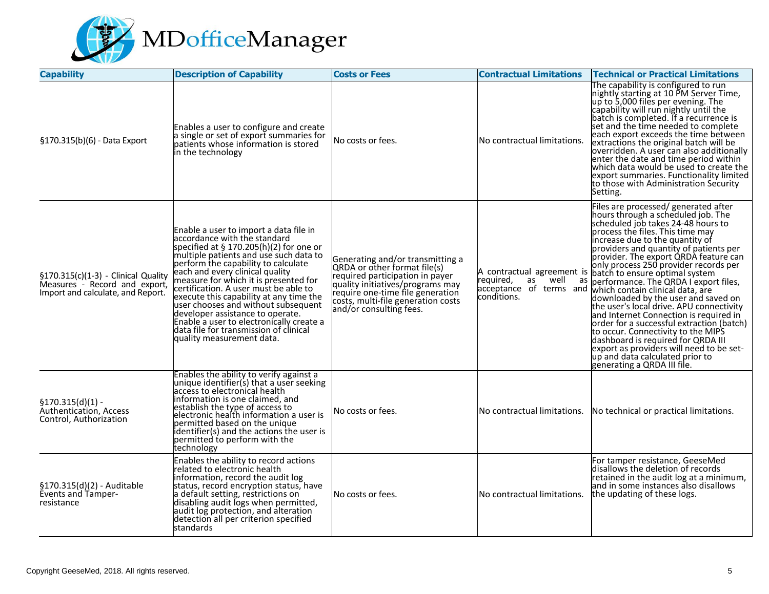| Capability | Description of Capability | Costs or Fees | Contractual Limitations | Technical or Practical Limitations |
|---|---|---|---|---|
| §170.315(b)(6) - Data Export | Enables a user to configure and create a single or set of export summaries for patients whose information is stored in the technology | No costs or fees. | No contractual limitations. | The capability is configured to run nightly starting at 10 PM Server Time, up to 5,000 files per evening. The capability will run nightly until the batch is completed. If a recurrence is set and the time needed to complete each export exceeds the time between extractions the original batch will be overridden. A user can also additionally enter the date and time period within which data would be used to create the export summaries. Functionality limited to those with Administration Security Setting. |
| §170.315(c)(1-3) - Clinical Quality Measures - Record and export, Import and calculate, and Report. | Enable a user to import a data file in accordance with the standard specified at § 170.205(h)(2) for one or multiple patients and use such data to perform the capability to calculate each and every clinical quality measure for which it is presented for certification. A user must be able to execute this capability at any time the user chooses and without subsequent developer assistance to operate. Enable a user to electronically create a data file for transmission of clinical quality measurement data. | Generating and/or transmitting a QRDA or other format file(s) required participation in payer quality initiatives/programs may require one-time file generation costs, multi-file generation costs and/or consulting fees. | A contractual agreement is required, as well as acceptance of terms and conditions. | Files are processed/ generated after hours through a scheduled job. The scheduled job takes 24-48 hours to process the files. This time may increase due to the quantity of providers and quantity of patients per provider. The export QRDA feature can only process 250 provider records per batch to ensure optimal system performance. The QRDA I export files, which contain clinical data, are downloaded by the user and saved on the user's local drive. APU connectivity and Internet Connection is required in order for a successful extraction (batch) to occur. Connectivity to the MIPS dashboard is required for QRDA III export as providers will need to be set-up and data calculated prior to generating a QRDA III file. |
| §170.315(d)(1) - Authentication, Access Control, Authorization | Enables the ability to verify against a unique identifier(s) that a user seeking access to electronical health information is one claimed, and establish the type of access to electronic health information a user is permitted based on the unique identifier(s) and the actions the user is permitted to perform with the technology | No costs or fees. | No contractual limitations. | No technical or practical limitations. |
| §170.315(d)(2) - Auditable Events and Tamper-resistance | Enables the ability to record actions related to electronic health information, record the audit log status, record encryption status, have a default setting, restrictions on disabling audit logs when permitted, audit log protection, and alteration detection all per criterion specified standards | No costs or fees. | No contractual limitations. | For tamper resistance, GeeseMed disallows the deletion of records retained in the audit log at a minimum, and in some instances also disallows the updating of these logs. |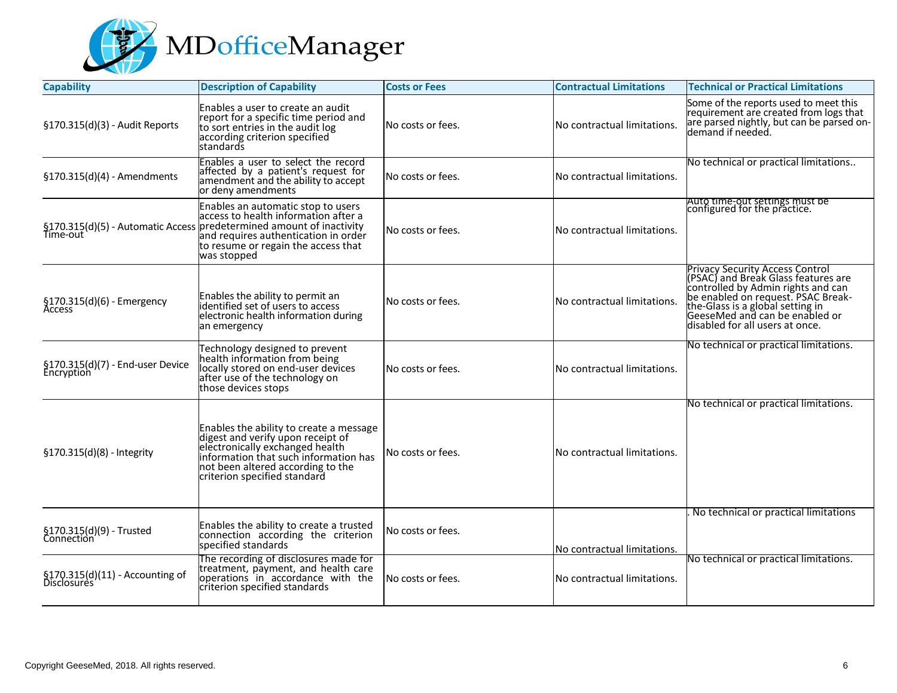MDofficeManager

| Capability | Description of Capability | Costs or Fees | Contractual Limitations | Technical or Practical Limitations |
| --- | --- | --- | --- | --- |
| §170.315(d)(3) - Audit Reports | Enables a user to create an audit report for a specific time period and to sort entries in the audit log according criterion specified standards | No costs or fees. | No contractual limitations. | Some of the reports used to meet this requirement are created from logs that are parsed nightly, but can be parsed on-demand if needed. |
| §170.315(d)(4) - Amendments | Enables a user to select the record affected by a patient's request for amendment and the ability to accept or deny amendments | No costs or fees. | No contractual limitations. | No technical or practical limitations.. |
| §170.315(d)(5) - Automatic Access Time-out | Enables an automatic stop to users access to health information after a predetermined amount of inactivity and requires authentication in order to resume or regain the access that was stopped | No costs or fees. | No contractual limitations. | Auto time-out settings must be configured for the practice. |
| §170.315(d)(6) - Emergency Access | Enables the ability to permit an identified set of users to access electronic health information during an emergency | No costs or fees. | No contractual limitations. | Privacy Security Access Control (PSAC) and Break Glass features are controlled by Admin rights and can be enabled on request. PSAC Break-the-Glass is a global setting in GeeseMed and can be enabled or disabled for all users at once. |
| §170.315(d)(7) - End-user Device Encryption | Technology designed to prevent health information from being locally stored on end-user devices after use of the technology on those devices stops | No costs or fees. | No contractual limitations. | No technical or practical limitations. |
| §170.315(d)(8) - Integrity | Enables the ability to create a message digest and verify upon receipt of electronically exchanged health information that such information has not been altered according to the criterion specified standard | No costs or fees. | No contractual limitations. | No technical or practical limitations. |
| §170.315(d)(9) - Trusted Connection | Enables the ability to create a trusted connection according the criterion specified standards | No costs or fees. | No contractual limitations. | . No technical or practical limitations |
| §170.315(d)(11) - Accounting of Disclosures | The recording of disclosures made for treatment, payment, and health care operations in accordance with the criterion specified standards | No costs or fees. | No contractual limitations. | No technical or practical limitations. |

Copyright GeeseMed, 2018. All rights reserved.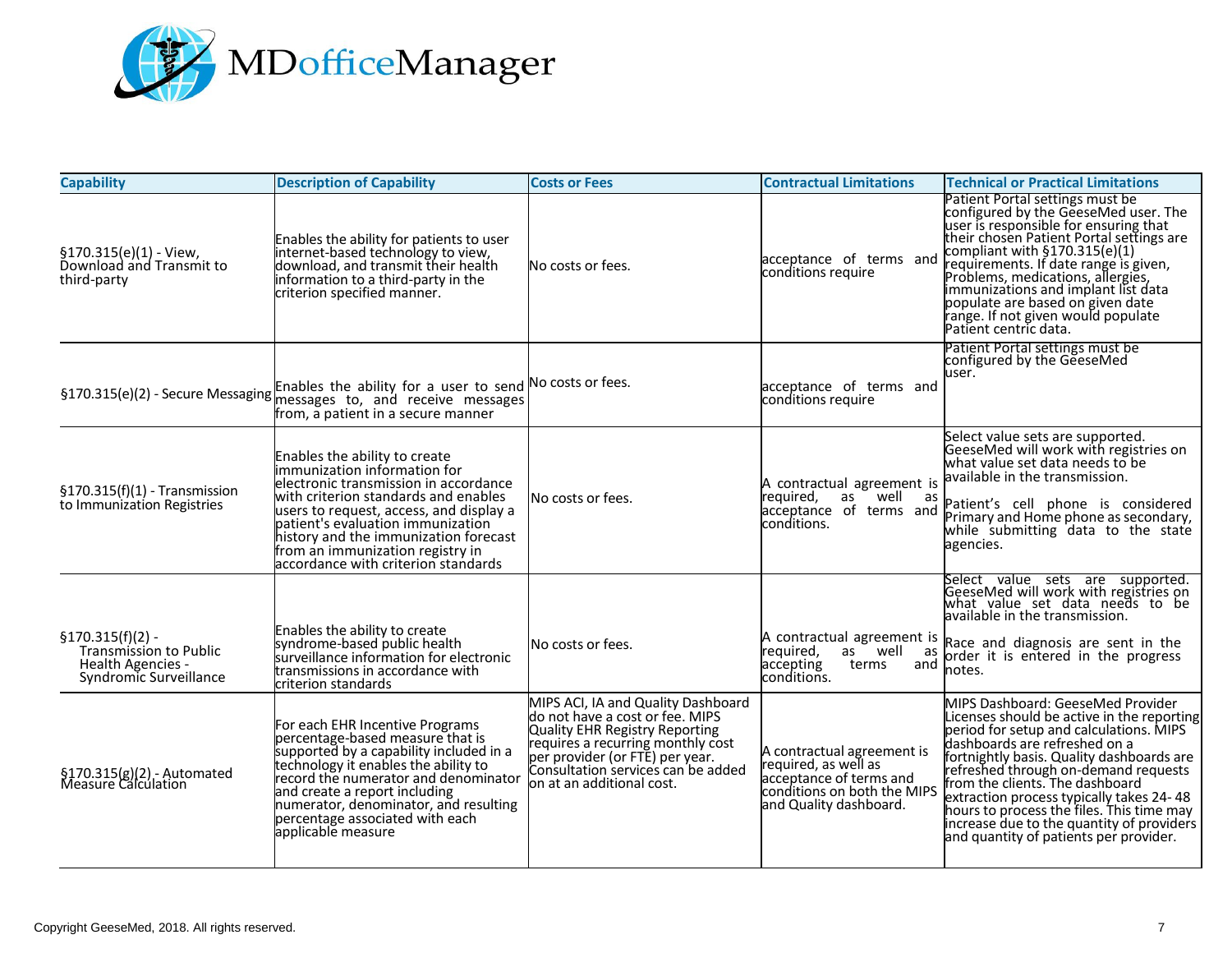| Capability | Description of Capability | Costs or Fees | Contractual Limitations | Technical or Practical Limitations |
|---|---|---|---|---|
| §170.315(e)(1) - View, Download and Transmit to third-party | Enables the ability for patients to user internet-based technology to view, download, and transmit their health information to a third-party in the criterion specified manner. | No costs or fees. | acceptance of terms and conditions require | Patient Portal settings must be configured by the GeeseMed user. The user is responsible for ensuring that their chosen Patient Portal settings are compliant with §170.315(e)(1) requirements. If date range is given, Problems, medications, allergies, immunizations and implant list data populate are based on given date range. If not given would populate Patient centric data. |
| §170.315(e)(2) - Secure Messaging | Enables the ability for a user to send messages to, and receive messages from, a patient in a secure manner | No costs or fees. | acceptance of terms and conditions require | Patient Portal settings must be configured by the GeeseMed user. |
| §170.315(f)(1) - Transmission to Immunization Registries | Enables the ability to create immunization information for electronic transmission in accordance with criterion standards and enables users to request, access, and display a patient's evaluation immunization history and the immunization forecast from an immunization registry in accordance with criterion standards | No costs or fees. | A contractual agreement is required, as well as acceptance of terms and conditions. | Select value sets are supported. GeeseMed will work with registries on what value set data needs to be available in the transmission.<br><br>Patient's cell phone is considered Primary and Home phone as secondary, while submitting data to the state agencies. |
| §170.315(f)(2) - Transmission to Public Health Agencies - Syndromic Surveillance | Enables the ability to create syndrome-based public health surveillance information for electronic transmissions in accordance with criterion standards | No costs or fees. | A contractual agreement is required, as well as accepting terms and conditions. | Select value sets are supported. GeeseMed will work with registries on what value set data needs to be available in the transmission.<br><br>Race and diagnosis are sent in the order it is entered in the progress notes. |
| §170.315(g)(2) - Automated Measure Calculation | For each EHR Incentive Programs percentage-based measure that is supported by a capability included in a technology it enables the ability to record the numerator and denominator and create a report including numerator, denominator, and resulting percentage associated with each applicable measure | MIPS ACI, IA and Quality Dashboard do not have a cost or fee. MIPS Quality EHR Registry Reporting requires a recurring monthly cost per provider (or FTE) per year. Consultation services can be added on at an additional cost. | A contractual agreement is required, as well as acceptance of terms and conditions on both the MIPS and Quality dashboard. | MIPS Dashboard: GeeseMed Provider Licenses should be active in the reporting period for setup and calculations. MIPS dashboards are refreshed on a fortnightly basis. Quality dashboards are refreshed through on-demand requests from the clients. The dashboard extraction process typically takes 24- 48 hours to process the files. This time may increase due to the quantity of providers and quantity of patients per provider. |

Copyright GeeseMed, 2018. All rights reserved.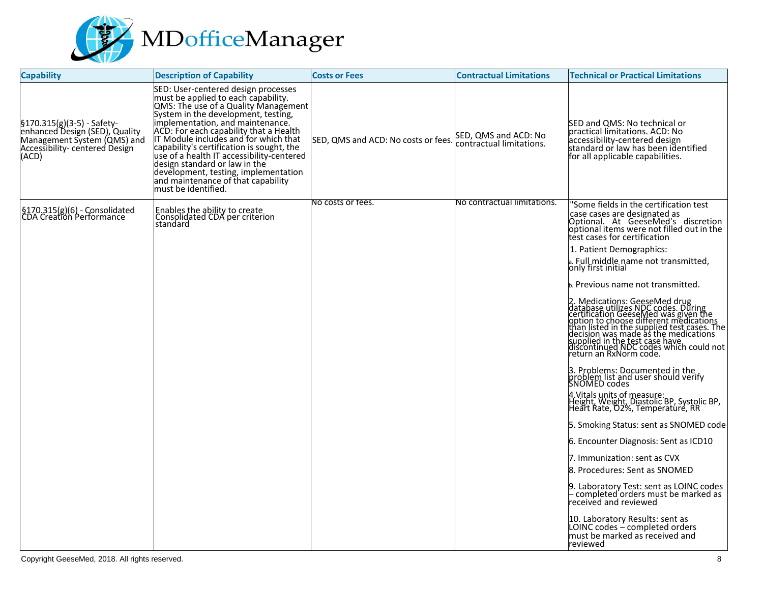| Capability | Description of Capability | Costs or Fees | Contractual Limitations | Technical or Practical Limitations |
|---|---|---|---|---|
| §170.315(g)(3-5) - Safety-enhanced Design (SED), Quality Management System (QMS) and Accessibility- centered Design (ACD) | SED: User-centered design processes must be applied to each capability. QMS: The use of a Quality Management System in the development, testing, implementation, and maintenance. ACD: For each capability that a Health IT Module includes and for which that capability's certification is sought, the use of a health IT accessibility-centered design standard or law in the development, testing, implementation and maintenance of that capability must be identified. | SED, QMS and ACD: No costs or fees. | SED, QMS and ACD: No contractual limitations. | SED and QMS: No technical or practical limitations. ACD: No accessibility-centered design standard or law has been identified for all applicable capabilities. |
| §170.315(g)(6) - Consolidated CDA Creation Performance | Enables the ability to create Consolidated CDA per criterion standard | No costs or fees. | No contractual limitations. | "Some fields in the certification test case cases are designated as Optional. At GeeseMed's discretion optional items were not filled out in the test cases for certification<br>1. Patient Demographics:<br>a. Full middle name not transmitted, only first initial<br>b. Previous name not transmitted.<br>2. Medications: GeeseMed drug database utilizes NDC codes. During certification GeeseMed was given the option to choose different medications than listed in the supplied test cases. The decision was made as the medications supplied in the test case have discontinued NDC codes which could not return an RxNorm code.<br>3. Problems: Documented in the problem list and user should verify SNOMED codes<br>4.Vitals units of measure: Height, Weight, Diastolic BP, Systolic BP, Heart Rate, O2%, Temperature, RR<br>5. Smoking Status: sent as SNOMED code<br>6. Encounter Diagnosis: Sent as ICD10<br>7. Immunization: sent as CVX<br>8. Procedures: Sent as SNOMED<br>9. Laboratory Test: sent as LOINC codes – completed orders must be marked as received and reviewed<br>10. Laboratory Results: sent as LOINC codes – completed orders must be marked as received and reviewed |

Copyright GeeseMed, 2018. All rights reserved.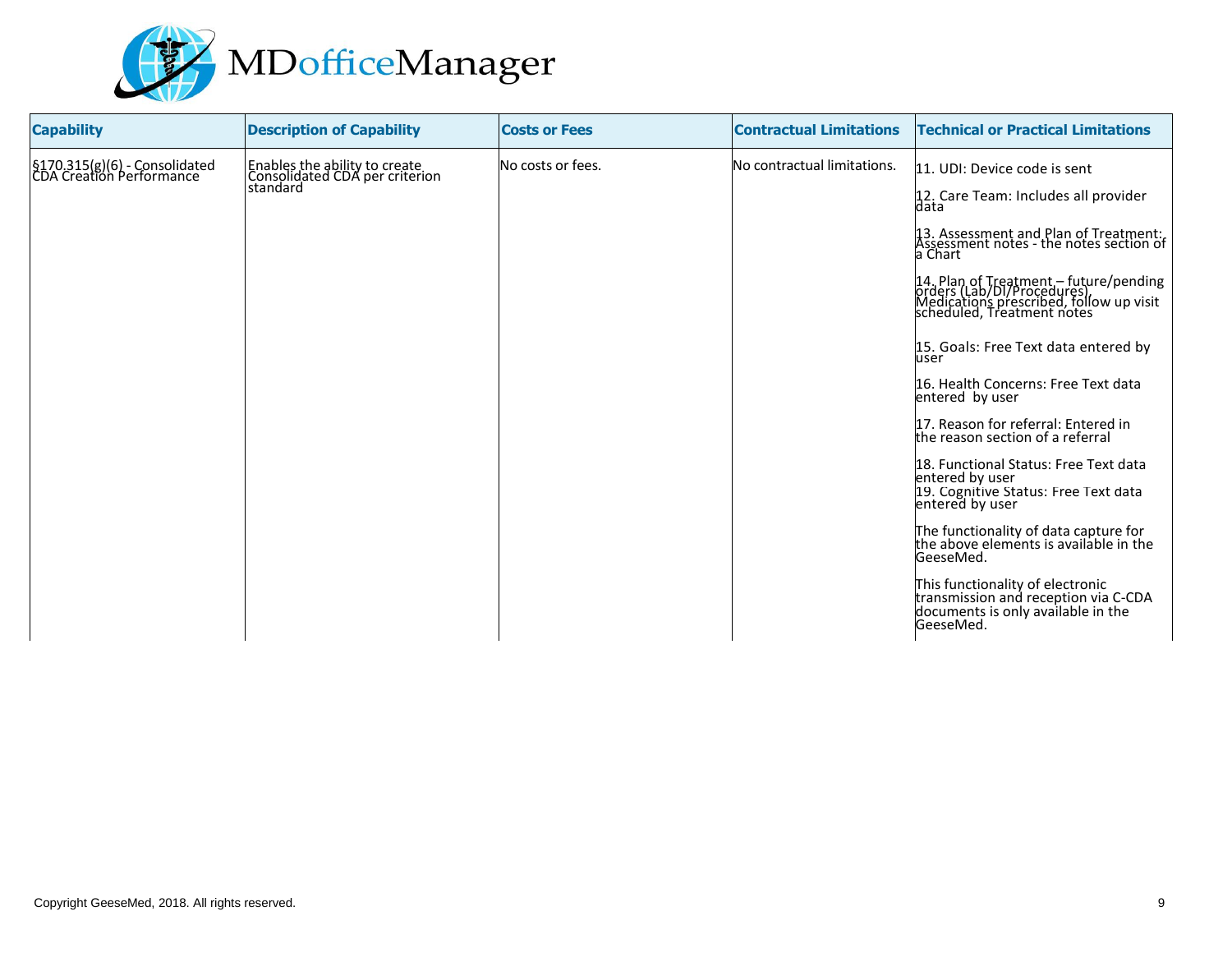MDofficeManager

| Capability | Description of Capability | Costs or Fees | Contractual Limitations | Technical or Practical Limitations |
| --- | --- | --- | --- | --- |
| §170.315(g)(6) - Consolidated CDA Creation Performance | Enables the ability to create Consolidated CDA per criterion standard | No costs or fees. | No contractual limitations. | 11. UDI: Device code is sent<br><br>12. Care Team: Includes all provider data<br><br>13. Assessment and Plan of Treatment: Assessment notes - the notes section of a Chart<br><br>14. Plan of Treatment – future/pending orders (Lab/DI/Procedures), Medications prescribed, follow up visit scheduled, Treatment notes<br><br>15. Goals: Free Text data entered by user<br><br>16. Health Concerns: Free Text data entered by user<br><br>17. Reason for referral: Entered in the reason section of a referral<br><br>18. Functional Status: Free Text data entered by user<br>19. Cognitive Status: Free Text data entered by user<br><br>The functionality of data capture for the above elements is available in the GeeseMed.<br><br>This functionality of electronic transmission and reception via C-CDA documents is only available in the GeeseMed. |

Copyright GeeseMed, 2018. All rights reserved.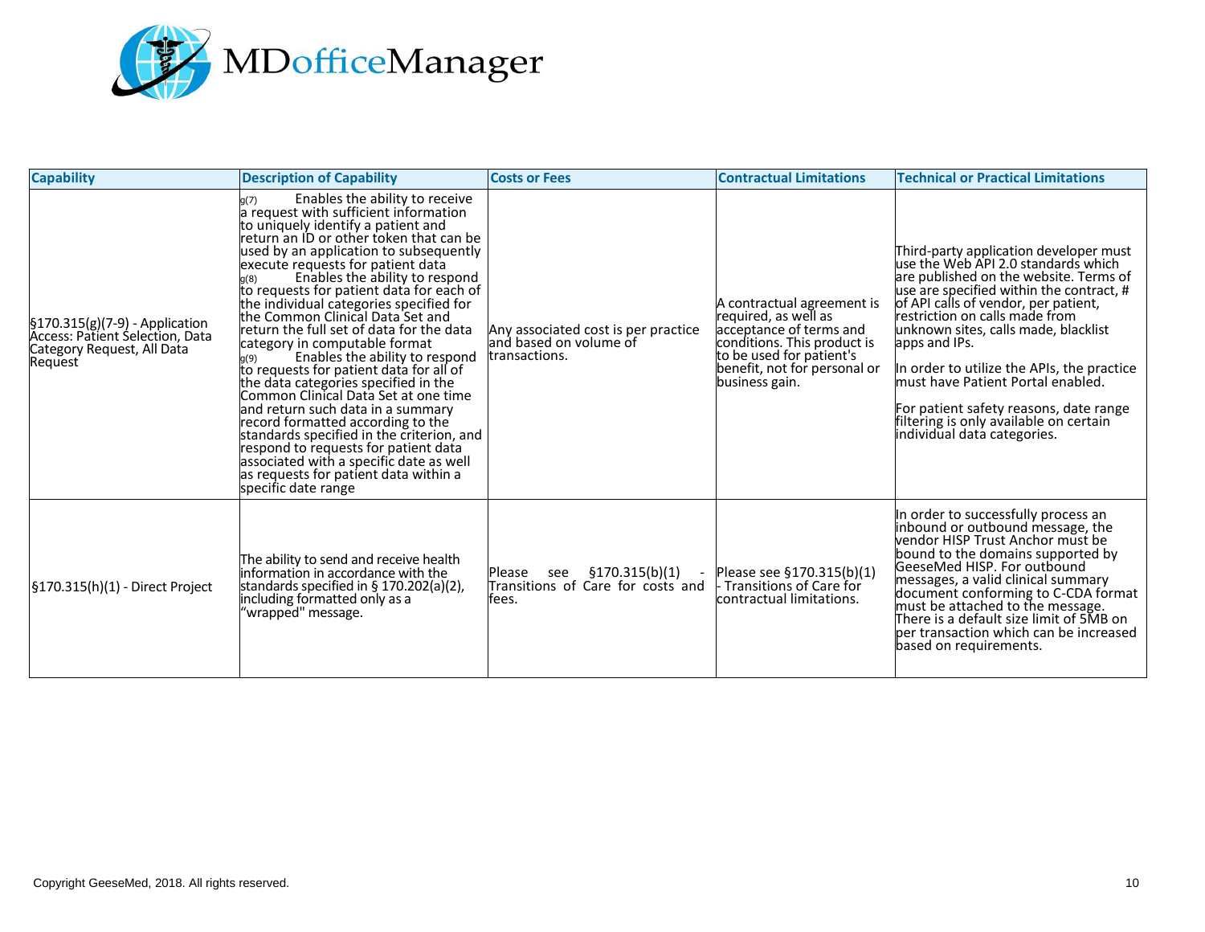| Capability | Description of Capability | Costs or Fees | Contractual Limitations | Technical or Practical Limitations |
|---|---|---|---|---|
| §170.315(g)(7-9) - Application Access: Patient Selection, Data Category Request, All Data Request | g(7) Enables the ability to receive a request with sufficient information to uniquely identify a patient and return an ID or other token that can be used by an application to subsequently execute requests for patient data<br>g(8) Enables the ability to respond to requests for patient data for each of the individual categories specified for the Common Clinical Data Set and return the full set of data for the data category in computable format<br>g(9) Enables the ability to respond to requests for patient data for all of the data categories specified in the Common Clinical Data Set at one time and return such data in a summary record formatted according to the standards specified in the criterion, and respond to requests for patient data associated with a specific date as well as requests for patient data within a specific date range | Any associated cost is per practice and based on volume of transactions. | A contractual agreement is required, as well as acceptance of terms and conditions. This product is to be used for patient's benefit, not for personal or business gain. | Third-party application developer must use the Web API 2.0 standards which are published on the website. Terms of use are specified within the contract, # of API calls of vendor, per patient, restriction on calls made from unknown sites, calls made, blacklist apps and IPs.<br><br>In order to utilize the APIs, the practice must have Patient Portal enabled.<br><br>For patient safety reasons, date range filtering is only available on certain individual data categories. |
| §170.315(h)(1) - Direct Project | The ability to send and receive health information in accordance with the standards specified in § 170.202(a)(2), including formatted only as a "wrapped" message. | Please see §170.315(b)(1) - Transitions of Care for costs and fees. | Please see §170.315(b)(1) - Transitions of Care for contractual limitations. | In order to successfully process an inbound or outbound message, the vendor HISP Trust Anchor must be bound to the domains supported by GeeseMed HISP. For outbound messages, a valid clinical summary document conforming to C-CDA format must be attached to the message. There is a default size limit of 5MB on per transaction which can be increased based on requirements. |

Copyright GeeseMed, 2018. All rights reserved.